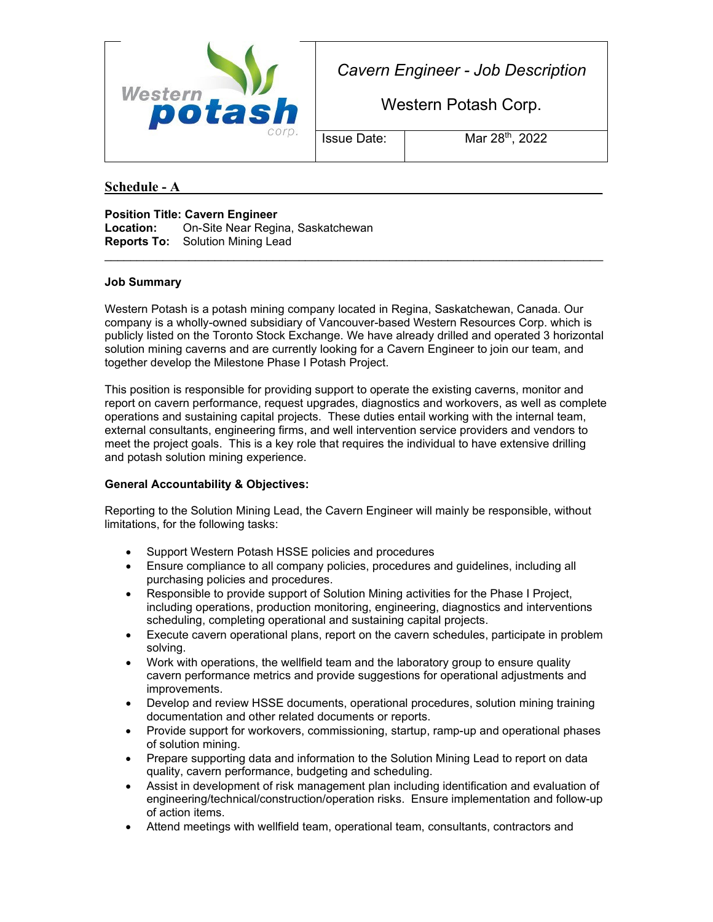| Western potash corp. | *Cavern Engineer - Job Description* <br> Western Potash Corp. | |
|---|---|---|
| | Issue Date: | Mar 28th, 2022 |

## Schedule - A

**Position Title: Cavern Engineer**
**Location:** On-Site Near Regina, Saskatchewan
**Reports To:** Solution Mining Lead

---

**Job Summary**

Western Potash is a potash mining company located in Regina, Saskatchewan, Canada. Our company is a wholly-owned subsidiary of Vancouver-based Western Resources Corp. which is publicly listed on the Toronto Stock Exchange. We have already drilled and operated 3 horizontal solution mining caverns and are currently looking for a Cavern Engineer to join our team, and together develop the Milestone Phase I Potash Project.

This position is responsible for providing support to operate the existing caverns, monitor and report on cavern performance, request upgrades, diagnostics and workovers, as well as complete operations and sustaining capital projects. These duties entail working with the internal team, external consultants, engineering firms, and well intervention service providers and vendors to meet the project goals. This is a key role that requires the individual to have extensive drilling and potash solution mining experience.

**General Accountability & Objectives:**

Reporting to the Solution Mining Lead, the Cavern Engineer will mainly be responsible, without limitations, for the following tasks:

- Support Western Potash HSSE policies and procedures
- Ensure compliance to all company policies, procedures and guidelines, including all purchasing policies and procedures.
- Responsible to provide support of Solution Mining activities for the Phase I Project, including operations, production monitoring, engineering, diagnostics and interventions scheduling, completing operational and sustaining capital projects.
- Execute cavern operational plans, report on the cavern schedules, participate in problem solving.
- Work with operations, the wellfield team and the laboratory group to ensure quality cavern performance metrics and provide suggestions for operational adjustments and improvements.
- Develop and review HSSE documents, operational procedures, solution mining training documentation and other related documents or reports.
- Provide support for workovers, commissioning, startup, ramp-up and operational phases of solution mining.
- Prepare supporting data and information to the Solution Mining Lead to report on data quality, cavern performance, budgeting and scheduling.
- Assist in development of risk management plan including identification and evaluation of engineering/technical/construction/operation risks. Ensure implementation and follow-up of action items.
- Attend meetings with wellfield team, operational team, consultants, contractors and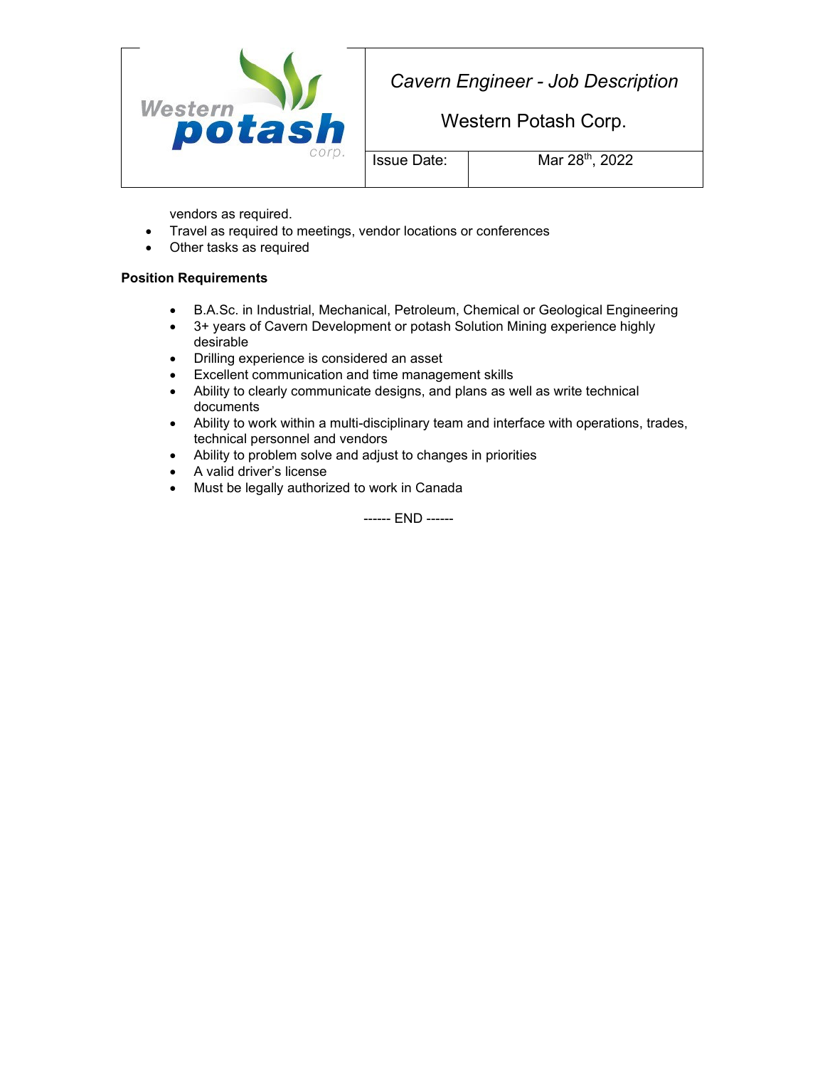vendors as required.

- Travel as required to meetings, vendor locations or conferences
- Other tasks as required

**Position Requirements**

- B.A.Sc. in Industrial, Mechanical, Petroleum, Chemical or Geological Engineering
- 3+ years of Cavern Development or potash Solution Mining experience highly desirable
- Drilling experience is considered an asset
- Excellent communication and time management skills
- Ability to clearly communicate designs, and plans as well as write technical documents
- Ability to work within a multi-disciplinary team and interface with operations, trades, technical personnel and vendors
- Ability to problem solve and adjust to changes in priorities
- A valid driver's license
- Must be legally authorized to work in Canada

------ END ------